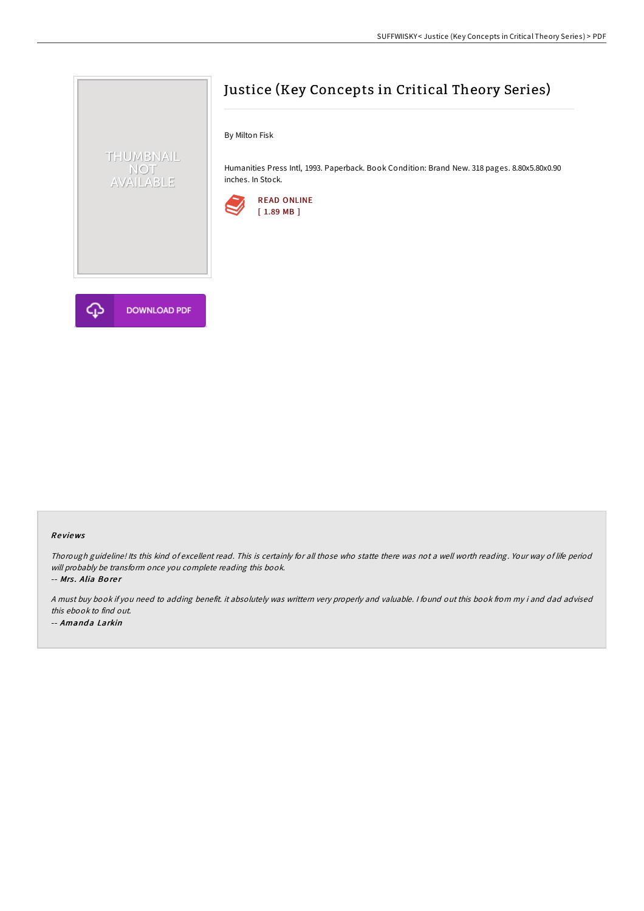# Justice (Key Concepts in Critical Theory Series)

By Milton Fisk

Humanities Press Intl, 1993. Paperback. Book Condition: Brand New. 318 pages. 8.80x5.80x0.90 inches. In Stock.

READ ONLINE
[ 1.89 MB ]

DOWNLOAD PDF

## Reviews

*Thorough guideline! Its this kind of excellent read. This is certainly for all those who statte there was not a well worth reading. Your way of life period will probably be transform once you complete reading this book.*

-- *Mrs. Alia Borer*

*A must buy book if you need to adding benefit. it absolutely was writtern very properly and valuable. I found out this book from my i and dad advised this ebook to find out.*

-- *Amanda Larkin*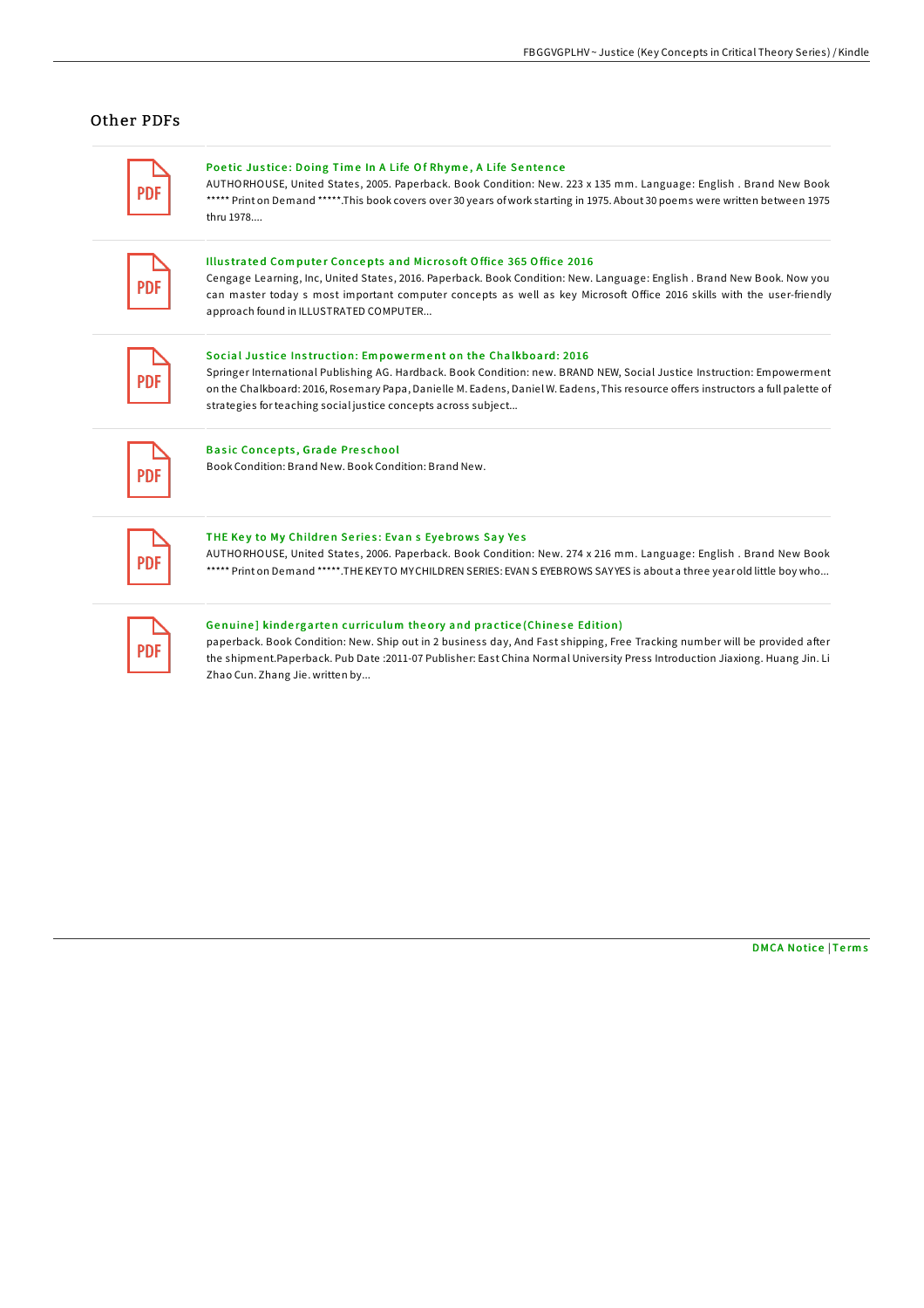## Other PDFs

### Poetic Justice: Doing Time In A Life Of Rhyme, A Life Sentence

AUTHORHOUSE, United States, 2005. Paperback. Book Condition: New. 223 x 135 mm. Language: English . Brand New Book ***** Print on Demand *****.This book covers over 30 years of work starting in 1975. About 30 poems were written between 1975 thru 1978....

### Illustrated Computer Concepts and Microsoft Office 365 Office 2016

Cengage Learning, Inc, United States, 2016. Paperback. Book Condition: New. Language: English . Brand New Book. Now you can master today s most important computer concepts as well as key Microsoft Office 2016 skills with the user-friendly approach found in ILLUSTRATED COMPUTER...

### Social Justice Instruction: Empowerment on the Chalkboard: 2016

Springer International Publishing AG. Hardback. Book Condition: new. BRAND NEW, Social Justice Instruction: Empowerment on the Chalkboard: 2016, Rosemary Papa, Danielle M. Eadens, Daniel W. Eadens, This resource offers instructors a full palette of strategies for teaching social justice concepts across subject...

### Basic Concepts, Grade Preschool

Book Condition: Brand New. Book Condition: Brand New.

### THE Key to My Children Series: Evan s Eyebrows Say Yes

AUTHORHOUSE, United States, 2006. Paperback. Book Condition: New. 274 x 216 mm. Language: English . Brand New Book ***** Print on Demand *****.THE KEY TO MY CHILDREN SERIES: EVAN S EYEBROWS SAY YES is about a three year old little boy who...

### Genuine] kindergarten curriculum theory and practice(Chinese Edition)

paperback. Book Condition: New. Ship out in 2 business day, And Fast shipping, Free Tracking number will be provided after the shipment.Paperback. Pub Date :2011-07 Publisher: East China Normal University Press Introduction Jiaxiong. Huang Jin. Li Zhao Cun. Zhang Jie. written by...